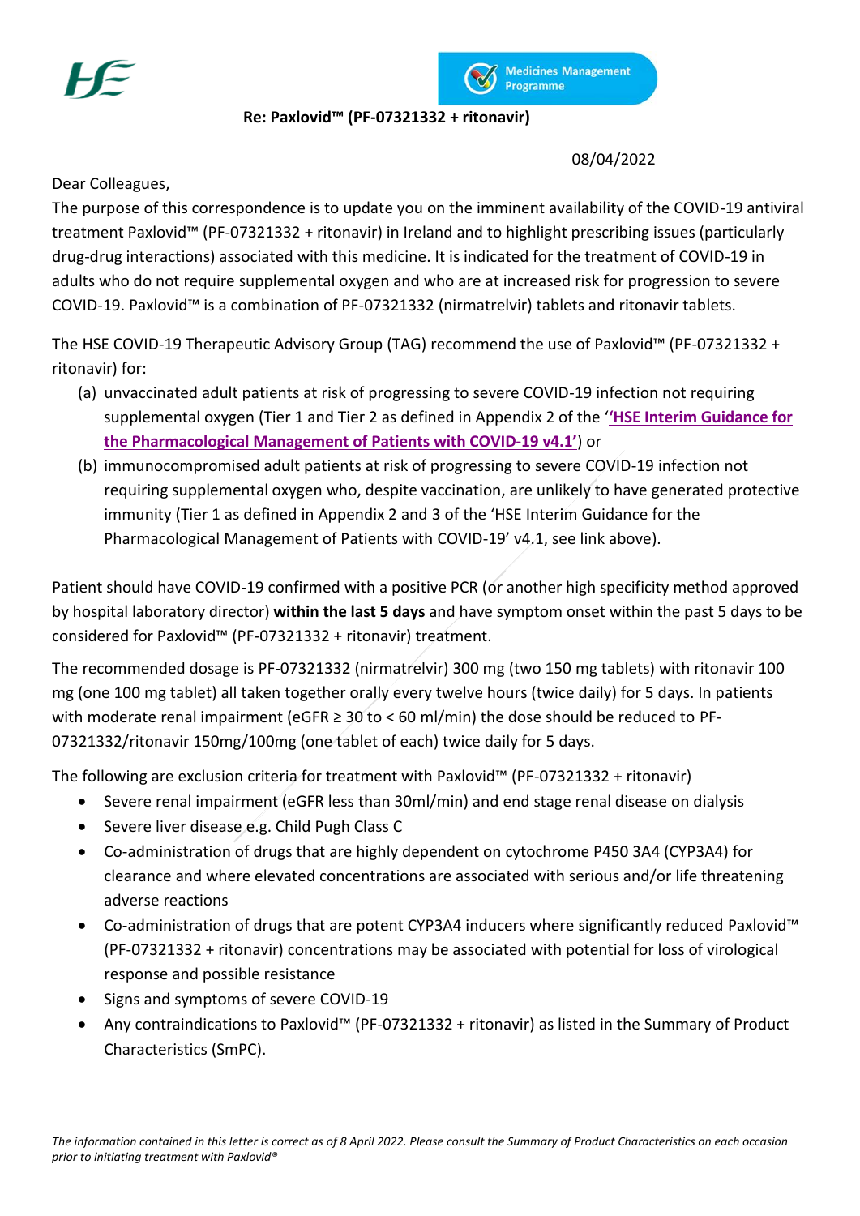**Re: Paxlovid™ (PF-07321332 + ritonavir)**

08/04/2022

Dear Colleagues,

The purpose of this correspondence is to update you on the imminent availability of the COVID-19 antiviral treatment Paxlovid™ (PF-07321332 + ritonavir) in Ireland and to highlight prescribing issues (particularly drug-drug interactions) associated with this medicine. It is indicated for the treatment of COVID-19 in adults who do not require supplemental oxygen and who are at increased risk for progression to severe COVID-19. Paxlovid™ is a combination of PF-07321332 (nirmatrelvir) tablets and ritonavir tablets.

The HSE COVID-19 Therapeutic Advisory Group (TAG) recommend the use of Paxlovid™ (PF-07321332 + ritonavir) for:

(a) unvaccinated adult patients at risk of progressing to severe COVID-19 infection not requiring supplemental oxygen (Tier 1 and Tier 2 as defined in Appendix 2 of the '**'HSE Interim Guidance for the Pharmacological Management of Patients with COVID-19 v4.1'**) or

(b) immunocompromised adult patients at risk of progressing to severe COVID-19 infection not requiring supplemental oxygen who, despite vaccination, are unlikely to have generated protective immunity (Tier 1 as defined in Appendix 2 and 3 of the 'HSE Interim Guidance for the Pharmacological Management of Patients with COVID-19' v4.1, see link above).

Patient should have COVID-19 confirmed with a positive PCR (or another high specificity method approved by hospital laboratory director) **within the last 5 days** and have symptom onset within the past 5 days to be considered for Paxlovid™ (PF-07321332 + ritonavir) treatment.

The recommended dosage is PF-07321332 (nirmatrelvir) 300 mg (two 150 mg tablets) with ritonavir 100 mg (one 100 mg tablet) all taken together orally every twelve hours (twice daily) for 5 days. In patients with moderate renal impairment (eGFR ≥ 30 to < 60 ml/min) the dose should be reduced to PF-07321332/ritonavir 150mg/100mg (one tablet of each) twice daily for 5 days.

The following are exclusion criteria for treatment with Paxlovid™ (PF-07321332 + ritonavir)

- Severe renal impairment (eGFR less than 30ml/min) and end stage renal disease on dialysis
- Severe liver disease e.g. Child Pugh Class C
- Co-administration of drugs that are highly dependent on cytochrome P450 3A4 (CYP3A4) for clearance and where elevated concentrations are associated with serious and/or life threatening adverse reactions
- Co-administration of drugs that are potent CYP3A4 inducers where significantly reduced Paxlovid™ (PF-07321332 + ritonavir) concentrations may be associated with potential for loss of virological response and possible resistance
- Signs and symptoms of severe COVID-19
- Any contraindications to Paxlovid™ (PF-07321332 + ritonavir) as listed in the Summary of Product Characteristics (SmPC).

*The information contained in this letter is correct as of 8 April 2022. Please consult the Summary of Product Characteristics on each occasion prior to initiating treatment with Paxlovid®*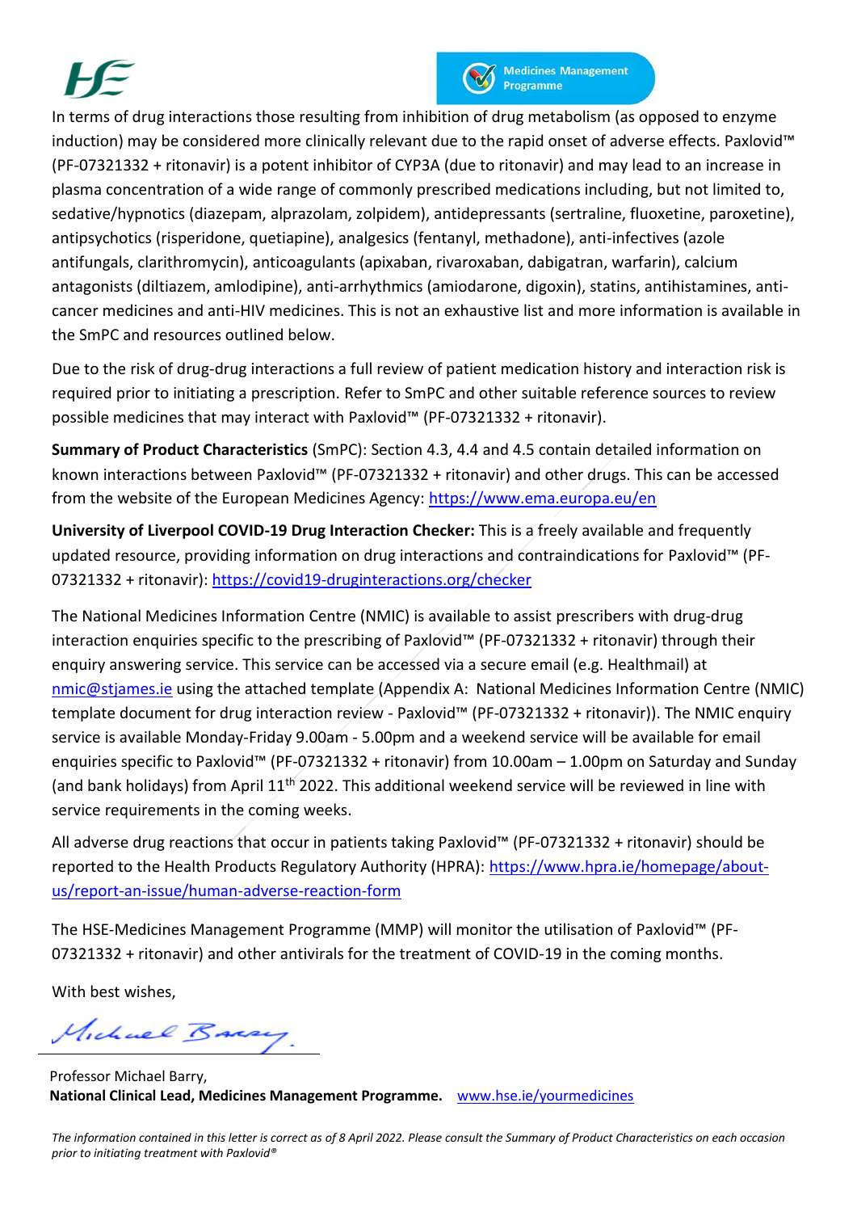In terms of drug interactions those resulting from inhibition of drug metabolism (as opposed to enzyme induction) may be considered more clinically relevant due to the rapid onset of adverse effects. Paxlovid™ (PF-07321332 + ritonavir) is a potent inhibitor of CYP3A (due to ritonavir) and may lead to an increase in plasma concentration of a wide range of commonly prescribed medications including, but not limited to, sedative/hypnotics (diazepam, alprazolam, zolpidem), antidepressants (sertraline, fluoxetine, paroxetine), antipsychotics (risperidone, quetiapine), analgesics (fentanyl, methadone), anti-infectives (azole antifungals, clarithromycin), anticoagulants (apixaban, rivaroxaban, dabigatran, warfarin), calcium antagonists (diltiazem, amlodipine), anti-arrhythmics (amiodarone, digoxin), statins, antihistamines, anti-cancer medicines and anti-HIV medicines. This is not an exhaustive list and more information is available in the SmPC and resources outlined below.

Due to the risk of drug-drug interactions a full review of patient medication history and interaction risk is required prior to initiating a prescription. Refer to SmPC and other suitable reference sources to review possible medicines that may interact with Paxlovid™ (PF-07321332 + ritonavir).

**Summary of Product Characteristics** (SmPC): Section 4.3, 4.4 and 4.5 contain detailed information on known interactions between Paxlovid™ (PF-07321332 + ritonavir) and other drugs. This can be accessed from the website of the European Medicines Agency: https://www.ema.europa.eu/en

**University of Liverpool COVID-19 Drug Interaction Checker:** This is a freely available and frequently updated resource, providing information on drug interactions and contraindications for Paxlovid™ (PF-07321332 + ritonavir): https://covid19-druginteractions.org/checker

The National Medicines Information Centre (NMIC) is available to assist prescribers with drug-drug interaction enquiries specific to the prescribing of Paxlovid™ (PF-07321332 + ritonavir) through their enquiry answering service. This service can be accessed via a secure email (e.g. Healthmail) at nmic@stjames.ie using the attached template (Appendix A: National Medicines Information Centre (NMIC) template document for drug interaction review - Paxlovid™ (PF-07321332 + ritonavir)). The NMIC enquiry service is available Monday-Friday 9.00am - 5.00pm and a weekend service will be available for email enquiries specific to Paxlovid™ (PF-07321332 + ritonavir) from 10.00am – 1.00pm on Saturday and Sunday (and bank holidays) from April 11th 2022. This additional weekend service will be reviewed in line with service requirements in the coming weeks.

All adverse drug reactions that occur in patients taking Paxlovid™ (PF-07321332 + ritonavir) should be reported to the Health Products Regulatory Authority (HPRA): https://www.hpra.ie/homepage/about-us/report-an-issue/human-adverse-reaction-form

The HSE-Medicines Management Programme (MMP) will monitor the utilisation of Paxlovid™ (PF-07321332 + ritonavir) and other antivirals for the treatment of COVID-19 in the coming months.

With best wishes,

Professor Michael Barry,
**National Clinical Lead, Medicines Management Programme.** www.hse.ie/yourmedicines

*The information contained in this letter is correct as of 8 April 2022. Please consult the Summary of Product Characteristics on each occasion prior to initiating treatment with Paxlovid®*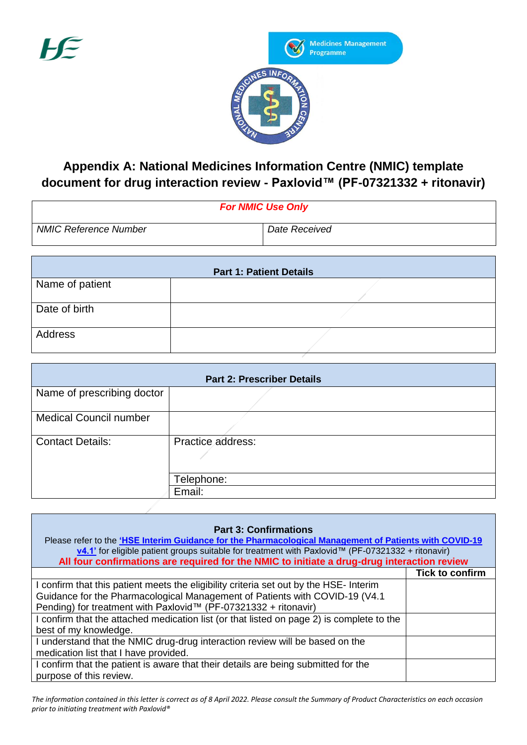## Appendix A: National Medicines Information Centre (NMIC) template document for drug interaction review - Paxlovid™ (PF-07321332 + ritonavir)

| *For NMIC Use Only* | |
|---|---|
| *NMIC Reference Number* | *Date Received* |

| **Part 1: Patient Details** | |
|---|---|
| Name of patient | |
| Date of birth | |
| Address | |

| **Part 2: Prescriber Details** | |
|---|---|
| Name of prescribing doctor | |
| Medical Council number | |
| Contact Details: | Practice address: |
| | Telephone: |
| | Email: |

**Part 3: Confirmations**

Please refer to the **'HSE Interim Guidance for the Pharmacological Management of Patients with COVID-19 v4.1'** for eligible patient groups suitable for treatment with Paxlovid™ (PF-07321332 + ritonavir)

**All four confirmations are required for the NMIC to initiate a drug-drug interaction review**

| | **Tick to confirm** |
|---|---|
| I confirm that this patient meets the eligibility criteria set out by the HSE- Interim Guidance for the Pharmacological Management of Patients with COVID-19 (V4.1 Pending) for treatment with Paxlovid™ (PF-07321332 + ritonavir) | |
| I confirm that the attached medication list (or that listed on page 2) is complete to the best of my knowledge. | |
| I understand that the NMIC drug-drug interaction review will be based on the medication list that I have provided. | |
| I confirm that the patient is aware that their details are being submitted for the purpose of this review. | |

*The information contained in this letter is correct as of 8 April 2022. Please consult the Summary of Product Characteristics on each occasion prior to initiating treatment with Paxlovid®*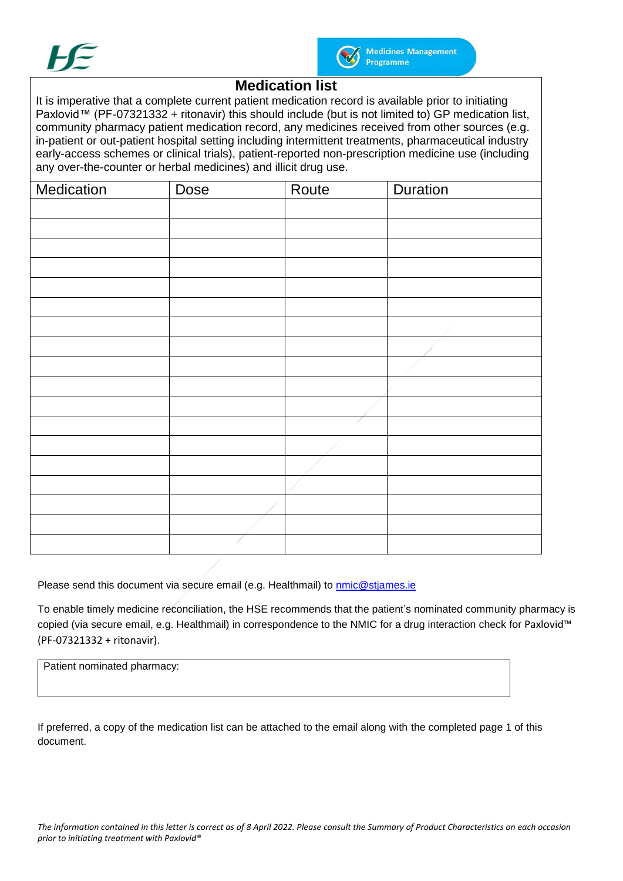## Medication list

It is imperative that a complete current patient medication record is available prior to initiating Paxlovid™ (PF-07321332 + ritonavir) this should include (but is not limited to) GP medication list, community pharmacy patient medication record, any medicines received from other sources (e.g. in-patient or out-patient hospital setting including intermittent treatments, pharmaceutical industry early-access schemes or clinical trials), patient-reported non-prescription medicine use (including any over-the-counter or herbal medicines) and illicit drug use.

| Medication | Dose | Route | Duration |
|---|---|---|---|
| | | | |
| | | | |
| | | | |
| | | | |
| | | | |
| | | | |
| | | | |
| | | | |
| | | | |
| | | | |
| | | | |
| | | | |
| | | | |
| | | | |
| | | | |
| | | | |
| | | | |
| | | | |

Please send this document via secure email (e.g. Healthmail) to nmic@stjames.ie

To enable timely medicine reconciliation, the HSE recommends that the patient's nominated community pharmacy is copied (via secure email, e.g. Healthmail) in correspondence to the NMIC for a drug interaction check for Paxlovid™ (PF-07321332 + ritonavir).

| Patient nominated pharmacy: |
|---|
| |

If preferred, a copy of the medication list can be attached to the email along with the completed page 1 of this document.

*The information contained in this letter is correct as of 8 April 2022. Please consult the Summary of Product Characteristics on each occasion prior to initiating treatment with Paxlovid®*